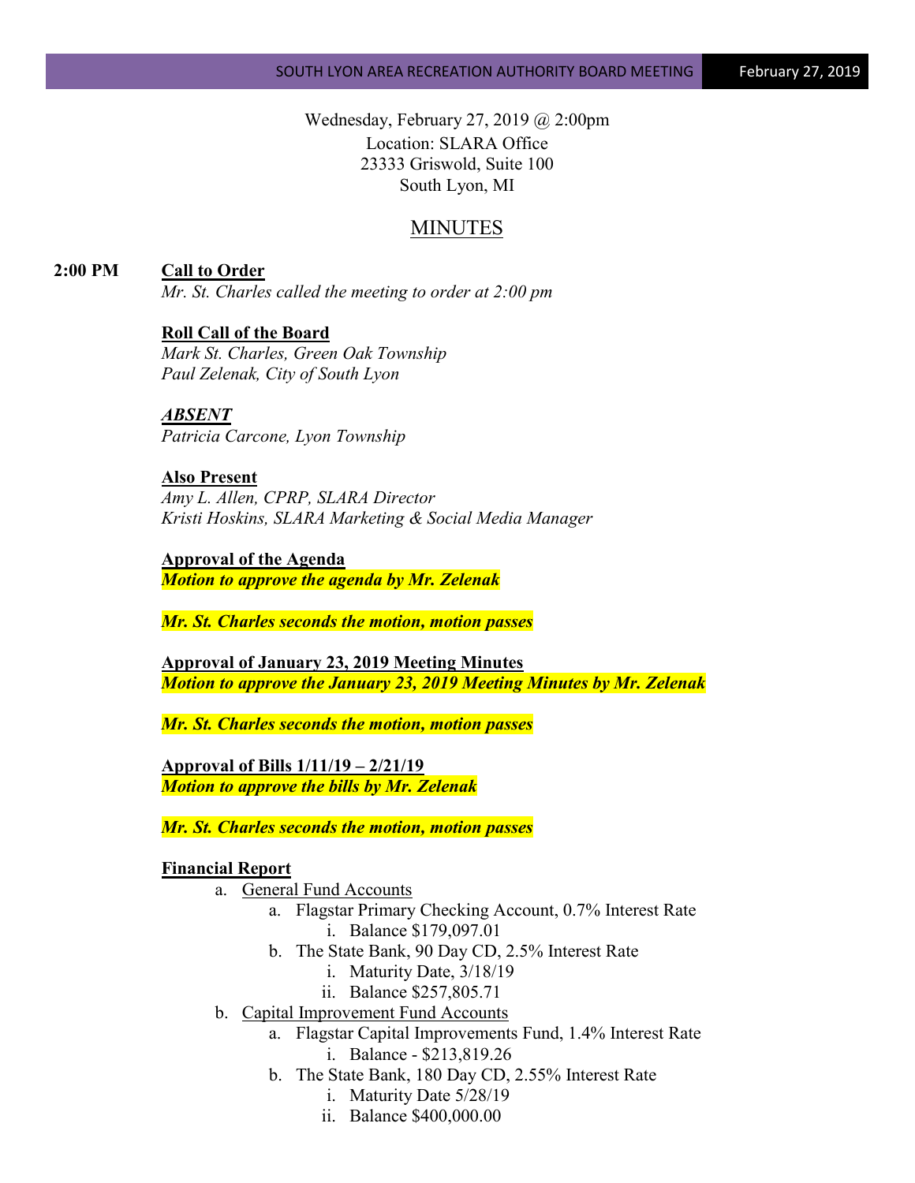Wednesday, February 27, 2019 @ 2:00pm
Location: SLARA Office
23333 Griswold, Suite 100
South Lyon, MI

# MINUTES

**2:00 PM** **Call to Order**

*Mr. St. Charles called the meeting to order at 2:00 pm*

**Roll Call of the Board**

*Mark St. Charles, Green Oak Township*
*Paul Zelenak, City of South Lyon*

***ABSENT***

*Patricia Carcone, Lyon Township*

**Also Present**

*Amy L. Allen, CPRP, SLARA Director*
*Kristi Hoskins, SLARA Marketing & Social Media Manager*

**Approval of the Agenda**

***Motion to approve the agenda by Mr. Zelenak***

***Mr. St. Charles seconds the motion, motion passes***

**Approval of January 23, 2019 Meeting Minutes**

***Motion to approve the January 23, 2019 Meeting Minutes by Mr. Zelenak***

***Mr. St. Charles seconds the motion, motion passes***

**Approval of Bills 1/11/19 – 2/21/19**

***Motion to approve the bills by Mr. Zelenak***

***Mr. St. Charles seconds the motion, motion passes***

**Financial Report**

a. General Fund Accounts
   a. Flagstar Primary Checking Account, 0.7% Interest Rate
      i. Balance $179,097.01
   b. The State Bank, 90 Day CD, 2.5% Interest Rate
      i. Maturity Date, 3/18/19
      ii. Balance $257,805.71
b. Capital Improvement Fund Accounts
   a. Flagstar Capital Improvements Fund, 1.4% Interest Rate
      i. Balance - $213,819.26
   b. The State Bank, 180 Day CD, 2.55% Interest Rate
      i. Maturity Date 5/28/19
      ii. Balance $400,000.00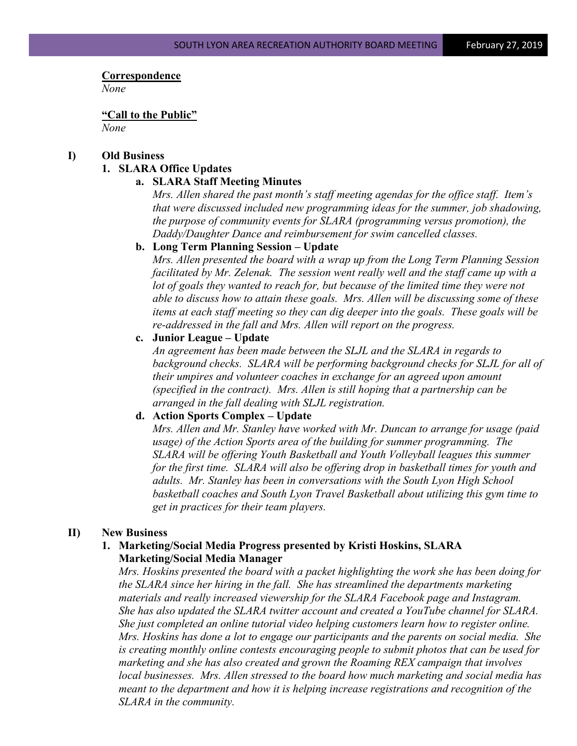**Correspondence**

*None*

**"Call to the Public"**

*None*

**I) Old Business**

**1. SLARA Office Updates**

**a. SLARA Staff Meeting Minutes**

*Mrs. Allen shared the past month's staff meeting agendas for the office staff. Item's that were discussed included new programming ideas for the summer, job shadowing, the purpose of community events for SLARA (programming versus promotion), the Daddy/Daughter Dance and reimbursement for swim cancelled classes.*

**b. Long Term Planning Session – Update**

*Mrs. Allen presented the board with a wrap up from the Long Term Planning Session facilitated by Mr. Zelenak. The session went really well and the staff came up with a lot of goals they wanted to reach for, but because of the limited time they were not able to discuss how to attain these goals. Mrs. Allen will be discussing some of these items at each staff meeting so they can dig deeper into the goals. These goals will be re-addressed in the fall and Mrs. Allen will report on the progress.*

**c. Junior League – Update**

*An agreement has been made between the SLJL and the SLARA in regards to background checks. SLARA will be performing background checks for SLJL for all of their umpires and volunteer coaches in exchange for an agreed upon amount (specified in the contract). Mrs. Allen is still hoping that a partnership can be arranged in the fall dealing with SLJL registration.*

**d. Action Sports Complex – Update**

*Mrs. Allen and Mr. Stanley have worked with Mr. Duncan to arrange for usage (paid usage) of the Action Sports area of the building for summer programming. The SLARA will be offering Youth Basketball and Youth Volleyball leagues this summer for the first time. SLARA will also be offering drop in basketball times for youth and adults. Mr. Stanley has been in conversations with the South Lyon High School basketball coaches and South Lyon Travel Basketball about utilizing this gym time to get in practices for their team players.*

**II) New Business**

**1. Marketing/Social Media Progress presented by Kristi Hoskins, SLARA Marketing/Social Media Manager**

*Mrs. Hoskins presented the board with a packet highlighting the work she has been doing for the SLARA since her hiring in the fall. She has streamlined the departments marketing materials and really increased viewership for the SLARA Facebook page and Instagram. She has also updated the SLARA twitter account and created a YouTube channel for SLARA. She just completed an online tutorial video helping customers learn how to register online. Mrs. Hoskins has done a lot to engage our participants and the parents on social media. She is creating monthly online contests encouraging people to submit photos that can be used for marketing and she has also created and grown the Roaming REX campaign that involves local businesses. Mrs. Allen stressed to the board how much marketing and social media has meant to the department and how it is helping increase registrations and recognition of the SLARA in the community.*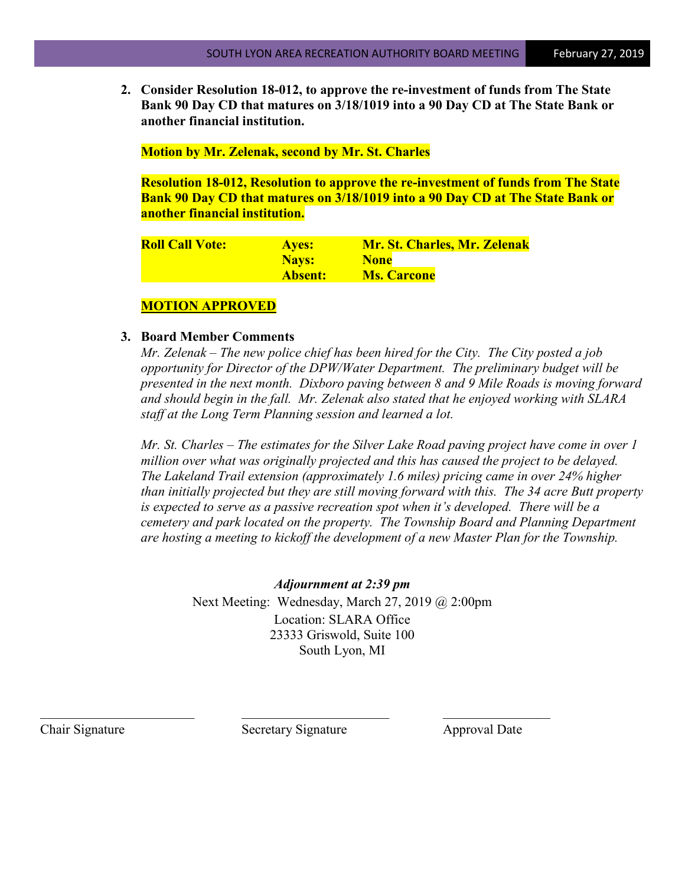2. **Consider Resolution 18-012, to approve the re-investment of funds from The State Bank 90 Day CD that matures on 3/18/1019 into a 90 Day CD at The State Bank or another financial institution.**

   **Motion by Mr. Zelenak, second by Mr. St. Charles**

   **Resolution 18-012, Resolution to approve the re-investment of funds from The State Bank 90 Day CD that matures on 3/18/1019 into a 90 Day CD at The State Bank or another financial institution.**

   | | | |
   |---|---|---|
   | **Roll Call Vote:** | **Ayes:** | **Mr. St. Charles, Mr. Zelenak** |
   | | **Nays:** | **None** |
   | | **Absent:** | **Ms. Carcone** |

   **MOTION APPROVED**

3. **Board Member Comments**

   *Mr. Zelenak – The new police chief has been hired for the City. The City posted a job opportunity for Director of the DPW/Water Department. The preliminary budget will be presented in the next month. Dixboro paving between 8 and 9 Mile Roads is moving forward and should begin in the fall. Mr. Zelenak also stated that he enjoyed working with SLARA staff at the Long Term Planning session and learned a lot.*

   *Mr. St. Charles – The estimates for the Silver Lake Road paving project have come in over 1 million over what was originally projected and this has caused the project to be delayed. The Lakeland Trail extension (approximately 1.6 miles) pricing came in over 24% higher than initially projected but they are still moving forward with this. The 34 acre Butt property is expected to serve as a passive recreation spot when it's developed. There will be a cemetery and park located on the property. The Township Board and Planning Department are hosting a meeting to kickoff the development of a new Master Plan for the Township.*

***Adjournment at 2:39 pm***

Next Meeting: Wednesday, March 27, 2019 @ 2:00pm
Location: SLARA Office
23333 Griswold, Suite 100
South Lyon, MI

\_\_\_\_\_\_\_\_\_\_\_\_\_\_\_\_\_\_\_\_\_\_\_\_ \_\_\_\_\_\_\_\_\_\_\_\_\_\_\_\_\_\_\_\_\_\_\_\_ \_\_\_\_\_\_\_\_\_\_\_\_\_\_\_\_\_\_

Chair Signature Secretary Signature Approval Date